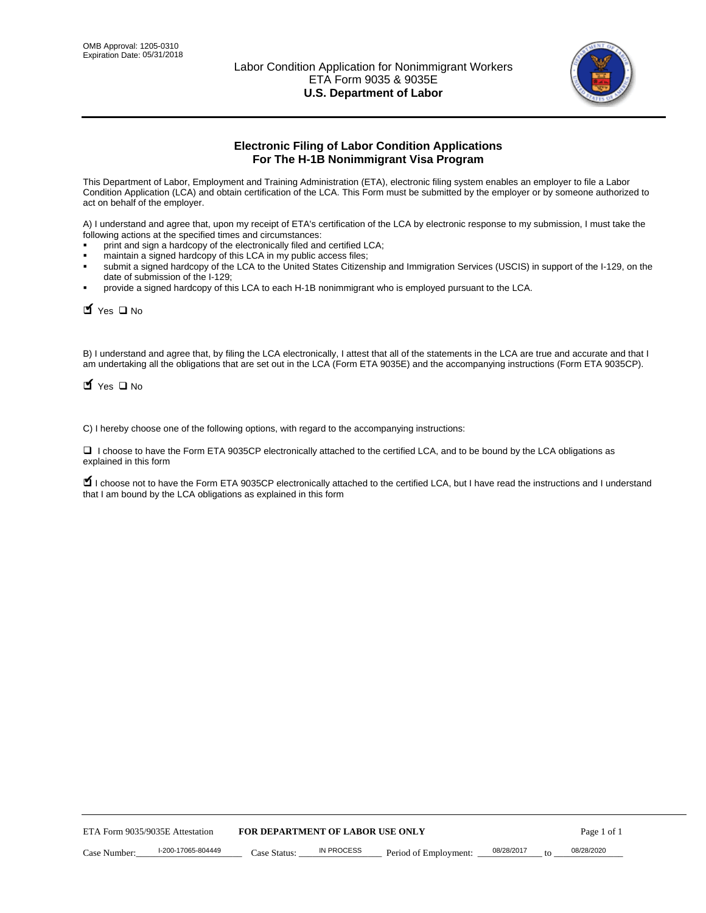OMB Approval: 1205-0310
Expiration Date: 05/31/2018

# Labor Condition Application for Nonimmigrant Workers
ETA Form 9035 & 9035E
**U.S. Department of Labor**

## Electronic Filing of Labor Condition Applications For The H-1B Nonimmigrant Visa Program

This Department of Labor, Employment and Training Administration (ETA), electronic filing system enables an employer to file a Labor Condition Application (LCA) and obtain certification of the LCA. This Form must be submitted by the employer or by someone authorized to act on behalf of the employer.

A) I understand and agree that, upon my receipt of ETA's certification of the LCA by electronic response to my submission, I must take the following actions at the specified times and circumstances:

- print and sign a hardcopy of the electronically filed and certified LCA;
- maintain a signed hardcopy of this LCA in my public access files;
- submit a signed hardcopy of the LCA to the United States Citizenship and Immigration Services (USCIS) in support of the I-129, on the date of submission of the I-129;
- provide a signed hardcopy of this LCA to each H-1B nonimmigrant who is employed pursuant to the LCA.

☑ Yes ☐ No

B) I understand and agree that, by filing the LCA electronically, I attest that all of the statements in the LCA are true and accurate and that I am undertaking all the obligations that are set out in the LCA (Form ETA 9035E) and the accompanying instructions (Form ETA 9035CP).

☑ Yes ☐ No

C) I hereby choose one of the following options, with regard to the accompanying instructions:

☐ I choose to have the Form ETA 9035CP electronically attached to the certified LCA, and to be bound by the LCA obligations as explained in this form

☑ I choose not to have the Form ETA 9035CP electronically attached to the certified LCA, but I have read the instructions and I understand that I am bound by the LCA obligations as explained in this form

ETA Form 9035/9035E Attestation **FOR DEPARTMENT OF LABOR USE ONLY**

Case Number: I-200-17065-804449 Case Status: IN PROCESS Period of Employment: 08/28/2017 to 08/28/2020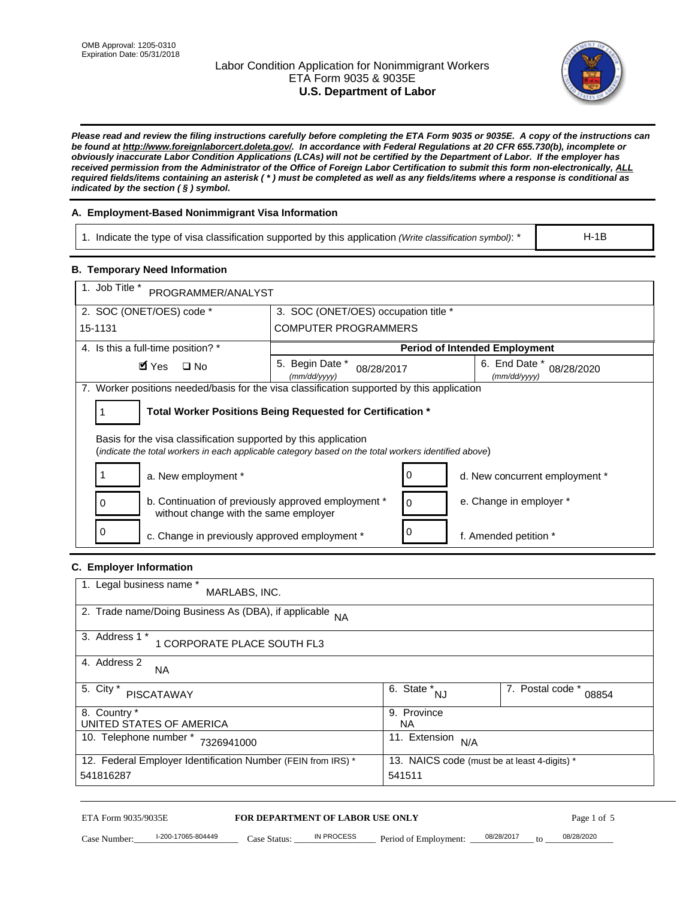OMB Approval: 1205-0310
Expiration Date: 05/31/2018

# Labor Condition Application for Nonimmigrant Workers
ETA Form 9035 & 9035E
**U.S. Department of Labor**

***Please read and review the filing instructions carefully before completing the ETA Form 9035 or 9035E. A copy of the instructions can be found at http://www.foreignlaborcert.doleta.gov/. In accordance with Federal Regulations at 20 CFR 655.730(b), incomplete or obviously inaccurate Labor Condition Applications (LCAs) will not be certified by the Department of Labor. If the employer has received permission from the Administrator of the Office of Foreign Labor Certification to submit this form non-electronically, ALL required fields/items containing an asterisk ( * ) must be completed as well as any fields/items where a response is conditional as indicated by the section ( § ) symbol.***

## A. Employment-Based Nonimmigrant Visa Information

| 1. Indicate the type of visa classification supported by this application *(Write classification symbol)*: * | H-1B |
|---|---|

## B. Temporary Need Information

| 1. Job Title * PROGRAMMER/ANALYST | | |
|---|---|---|
| 2. SOC (ONET/OES) code * 15-1131 | 3. SOC (ONET/OES) occupation title * COMPUTER PROGRAMMERS | |
| 4. Is this a full-time position? * ☑ Yes ☐ No | **Period of Intended Employment** | |
| | 5. Begin Date * *(mm/dd/yyyy)* 08/28/2017 | 6. End Date * *(mm/dd/yyyy)* 08/28/2020 |

7. Worker positions needed/basis for the visa classification supported by this application

1 — **Total Worker Positions Being Requested for Certification ***

Basis for the visa classification supported by this application
(*indicate the total workers in each applicable category based on the total workers identified above*)

| | | | |
|---|---|---|---|
| 1 | a. New employment * | 0 | d. New concurrent employment * |
| 0 | b. Continuation of previously approved employment * without change with the same employer | 0 | e. Change in employer * |
| 0 | c. Change in previously approved employment * | 0 | f. Amended petition * |

## C. Employer Information

| | | |
|---|---|---|
| 1. Legal business name * MARLABS, INC. | | |
| 2. Trade name/Doing Business As (DBA), if applicable NA | | |
| 3. Address 1 * 1 CORPORATE PLACE SOUTH FL3 | | |
| 4. Address 2 NA | | |
| 5. City * PISCATAWAY | 6. State * NJ | 7. Postal code * 08854 |
| 8. Country * UNITED STATES OF AMERICA | 9. Province NA | |
| 10. Telephone number * 7326941000 | 11. Extension N/A | |
| 12. Federal Employer Identification Number (FEIN from IRS) * 541816287 | 13. NAICS code (must be at least 4-digits) * 541511 | |

ETA Form 9035/9035E — **FOR DEPARTMENT OF LABOR USE ONLY**

Case Number: I-200-17065-804449 Case Status: IN PROCESS Period of Employment: 08/28/2017 to 08/28/2020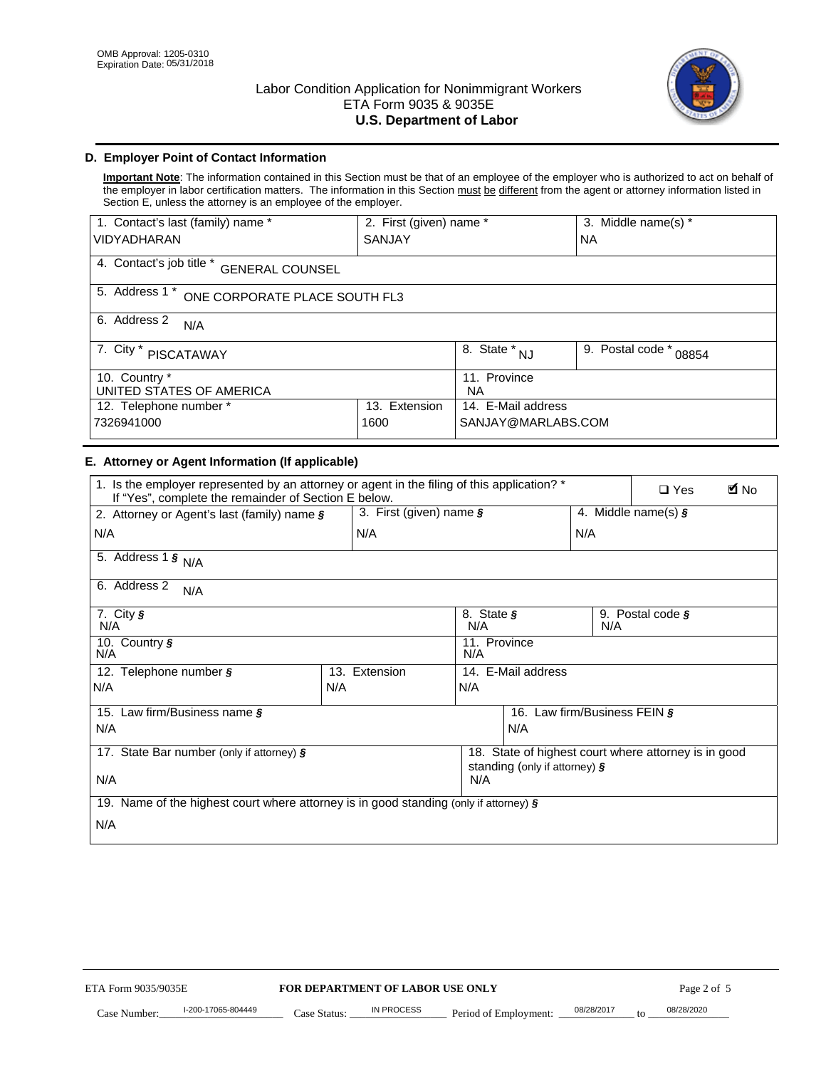OMB Approval: 1205-0310
Expiration Date: 05/31/2018

# Labor Condition Application for Nonimmigrant Workers
ETA Form 9035 & 9035E
**U.S. Department of Labor**

## D. Employer Point of Contact Information

**Important Note**: The information contained in this Section must be that of an employee of the employer who is authorized to act on behalf of the employer in labor certification matters. The information in this Section must be different from the agent or attorney information listed in Section E, unless the attorney is an employee of the employer.

| 1. Contact's last (family) name * | 2. First (given) name * | 3. Middle name(s) * |
|---|---|---|
| VIDYADHARAN | SANJAY | NA |
| 4. Contact's job title * GENERAL COUNSEL | | |
| 5. Address 1 * ONE CORPORATE PLACE SOUTH FL3 | | |
| 6. Address 2 N/A | | |
| 7. City * PISCATAWAY | 8. State * NJ | 9. Postal code * 08854 |
| 10. Country * UNITED STATES OF AMERICA | 11. Province NA | |
| 12. Telephone number * 7326941000 | 13. Extension 1600 | 14. E-Mail address SANJAY@MARLABS.COM |

## E. Attorney or Agent Information (If applicable)

| 1. Is the employer represented by an attorney or agent in the filing of this application? * If "Yes", complete the remainder of Section E below. | | ☐ Yes ☑ No |
|---|---|---|
| 2. Attorney or Agent's last (family) name § | 3. First (given) name § | 4. Middle name(s) § |
| N/A | N/A | N/A |
| 5. Address 1 § N/A | | |
| 6. Address 2 N/A | | |
| 7. City § N/A | 8. State § N/A | 9. Postal code § N/A |
| 10. Country § N/A | 11. Province N/A | |
| 12. Telephone number § N/A | 13. Extension N/A | 14. E-Mail address N/A |
| 15. Law firm/Business name § N/A | | 16. Law firm/Business FEIN § N/A |
| 17. State Bar number (only if attorney) § N/A | | 18. State of highest court where attorney is in good standing (only if attorney) § N/A |
| 19. Name of the highest court where attorney is in good standing (only if attorney) § N/A | | |

ETA Form 9035/9035E **FOR DEPARTMENT OF LABOR USE ONLY**

Case Number: I-200-17065-804449 Case Status: IN PROCESS Period of Employment: 08/28/2017 to 08/28/2020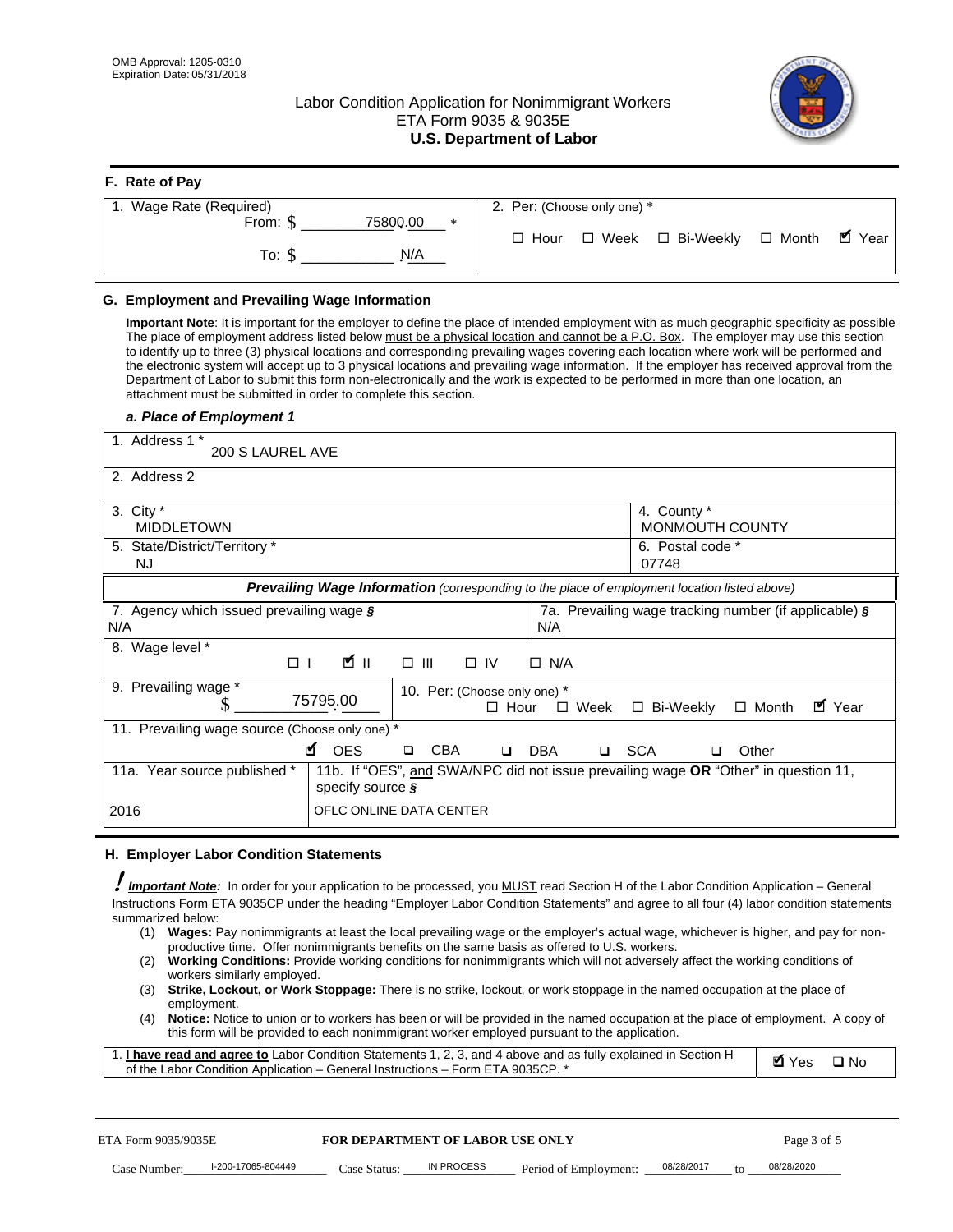OMB Approval: 1205-0310
Expiration Date: 05/31/2018

# Labor Condition Application for Nonimmigrant Workers
ETA Form 9035 & 9035E
**U.S. Department of Labor**

## F. Rate of Pay

| 1. Wage Rate (Required) | 2. Per: (Choose only one) * |
|---|---|
| From: $ 75800.00 * | ☐ Hour ☐ Week ☐ Bi-Weekly ☐ Month ☑ Year |
| To: $ N/A | |

## G. Employment and Prevailing Wage Information

**Important Note**: It is important for the employer to define the place of intended employment with as much geographic specificity as possible The place of employment address listed below must be a physical location and cannot be a P.O. Box. The employer may use this section to identify up to three (3) physical locations and corresponding prevailing wages covering each location where work will be performed and the electronic system will accept up to 3 physical locations and prevailing wage information. If the employer has received approval from the Department of Labor to submit this form non-electronically and the work is expected to be performed in more than one location, an attachment must be submitted in order to complete this section.

### *a. Place of Employment 1*

| | |
|---|---|
| 1. Address 1 * 200 S LAUREL AVE | |
| 2. Address 2 | |
| 3. City * MIDDLETOWN | 4. County * MONMOUTH COUNTY |
| 5. State/District/Territory * NJ | 6. Postal code * 07748 |

***Prevailing Wage Information*** *(corresponding to the place of employment location listed above)*

| | |
|---|---|
| 7. Agency which issued prevailing wage § N/A | 7a. Prevailing wage tracking number (if applicable) § N/A |
| 8. Wage level * ☐ I ☑ II ☐ III ☐ IV ☐ N/A | |
| 9. Prevailing wage * $ 75795.00 | 10. Per: (Choose only one) * ☐ Hour ☐ Week ☐ Bi-Weekly ☐ Month ☑ Year |
| 11. Prevailing wage source (Choose only one) * ☑ OES ☐ CBA ☐ DBA ☐ SCA ☐ Other | |
| 11a. Year source published * 2016 | 11b. If "OES", and SWA/NPC did not issue prevailing wage OR "Other" in question 11, specify source § OFLC ONLINE DATA CENTER |

## H. Employer Labor Condition Statements

***Important Note:*** In order for your application to be processed, you MUST read Section H of the Labor Condition Application – General Instructions Form ETA 9035CP under the heading "Employer Labor Condition Statements" and agree to all four (4) labor condition statements summarized below:

1. **Wages:** Pay nonimmigrants at least the local prevailing wage or the employer's actual wage, whichever is higher, and pay for non-productive time. Offer nonimmigrants benefits on the same basis as offered to U.S. workers.
2. **Working Conditions:** Provide working conditions for nonimmigrants which will not adversely affect the working conditions of workers similarly employed.
3. **Strike, Lockout, or Work Stoppage:** There is no strike, lockout, or work stoppage in the named occupation at the place of employment.
4. **Notice:** Notice to union or to workers has been or will be provided in the named occupation at the place of employment. A copy of this form will be provided to each nonimmigrant worker employed pursuant to the application.

| | |
|---|---|
| 1. **I have read and agree to** Labor Condition Statements 1, 2, 3, and 4 above and as fully explained in Section H of the Labor Condition Application – General Instructions – Form ETA 9035CP. * | ☑ Yes ☐ No |

ETA Form 9035/9035E — **FOR DEPARTMENT OF LABOR USE ONLY**

Case Number: I-200-17065-804449 Case Status: IN PROCESS Period of Employment: 08/28/2017 to 08/28/2020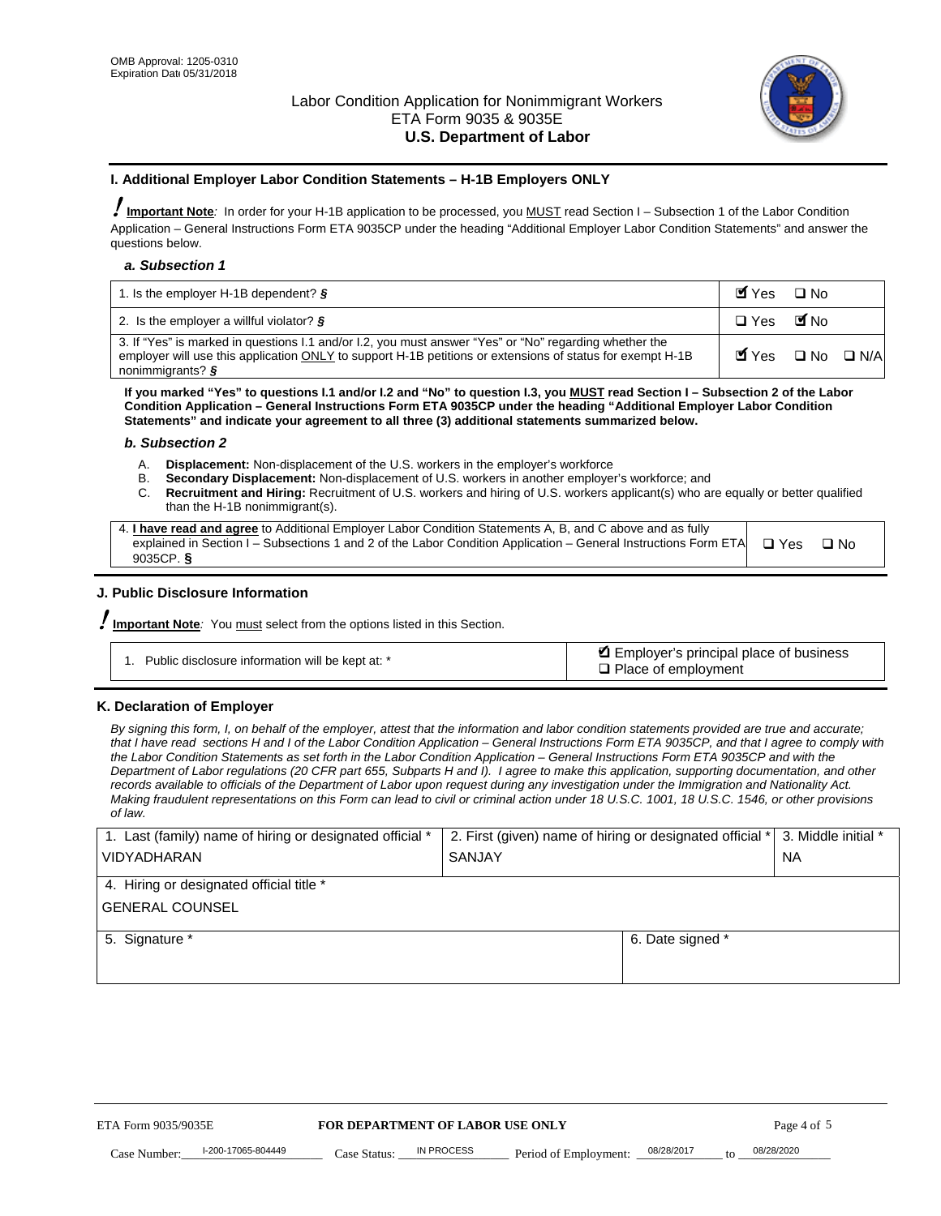OMB Approval: 1205-0310
Expiration Date 05/31/2018

# Labor Condition Application for Nonimmigrant Workers
ETA Form 9035 & 9035E
**U.S. Department of Labor**

## I. Additional Employer Labor Condition Statements – H-1B Employers ONLY

**Important Note**: In order for your H-1B application to be processed, you MUST read Section I – Subsection 1 of the Labor Condition Application – General Instructions Form ETA 9035CP under the heading "Additional Employer Labor Condition Statements" and answer the questions below.

### *a. Subsection 1*

| | |
|---|---|
| 1. Is the employer H-1B dependent? § | ☑ Yes ☐ No |
| 2. Is the employer a willful violator? § | ☐ Yes ☑ No |
| 3. If "Yes" is marked in questions I.1 and/or I.2, you must answer "Yes" or "No" regarding whether the employer will use this application ONLY to support H-1B petitions or extensions of status for exempt H-1B nonimmigrants? § | ☑ Yes ☐ No ☐ N/A |

**If you marked "Yes" to questions I.1 and/or I.2 and "No" to question I.3, you MUST read Section I – Subsection 2 of the Labor Condition Application – General Instructions Form ETA 9035CP under the heading "Additional Employer Labor Condition Statements" and indicate your agreement to all three (3) additional statements summarized below.**

### *b. Subsection 2*

A. **Displacement:** Non-displacement of the U.S. workers in the employer's workforce
B. **Secondary Displacement:** Non-displacement of U.S. workers in another employer's workforce; and
C. **Recruitment and Hiring:** Recruitment of U.S. workers and hiring of U.S. workers applicant(s) who are equally or better qualified than the H-1B nonimmigrant(s).

| | |
|---|---|
| 4. **I have read and agree** to Additional Employer Labor Condition Statements A, B, and C above and as fully explained in Section I – Subsections 1 and 2 of the Labor Condition Application – General Instructions Form ETA 9035CP. § | ☐ Yes ☐ No |

## J. Public Disclosure Information

**Important Note**: You must select from the options listed in this Section.

| | |
|---|---|
| 1. Public disclosure information will be kept at: * | ☑ Employer's principal place of business<br>☐ Place of employment |

## K. Declaration of Employer

*By signing this form, I, on behalf of the employer, attest that the information and labor condition statements provided are true and accurate; that I have read sections H and I of the Labor Condition Application – General Instructions Form ETA 9035CP, and that I agree to comply with the Labor Condition Statements as set forth in the Labor Condition Application – General Instructions Form ETA 9035CP and with the Department of Labor regulations (20 CFR part 655, Subparts H and I). I agree to make this application, supporting documentation, and other records available to officials of the Department of Labor upon request during any investigation under the Immigration and Nationality Act. Making fraudulent representations on this Form can lead to civil or criminal action under 18 U.S.C. 1001, 18 U.S.C. 1546, or other provisions of law.*

| 1. Last (family) name of hiring or designated official * | 2. First (given) name of hiring or designated official * | 3. Middle initial * |
|---|---|---|
| VIDYADHARAN | SANJAY | NA |
| 4. Hiring or designated official title * | | |
| GENERAL COUNSEL | | |
| 5. Signature * | 6. Date signed * | |
| | | |

ETA Form 9035/9035E **FOR DEPARTMENT OF LABOR USE ONLY**

Case Number: I-200-17065-804449 Case Status: IN PROCESS Period of Employment: 08/28/2017 to 08/28/2020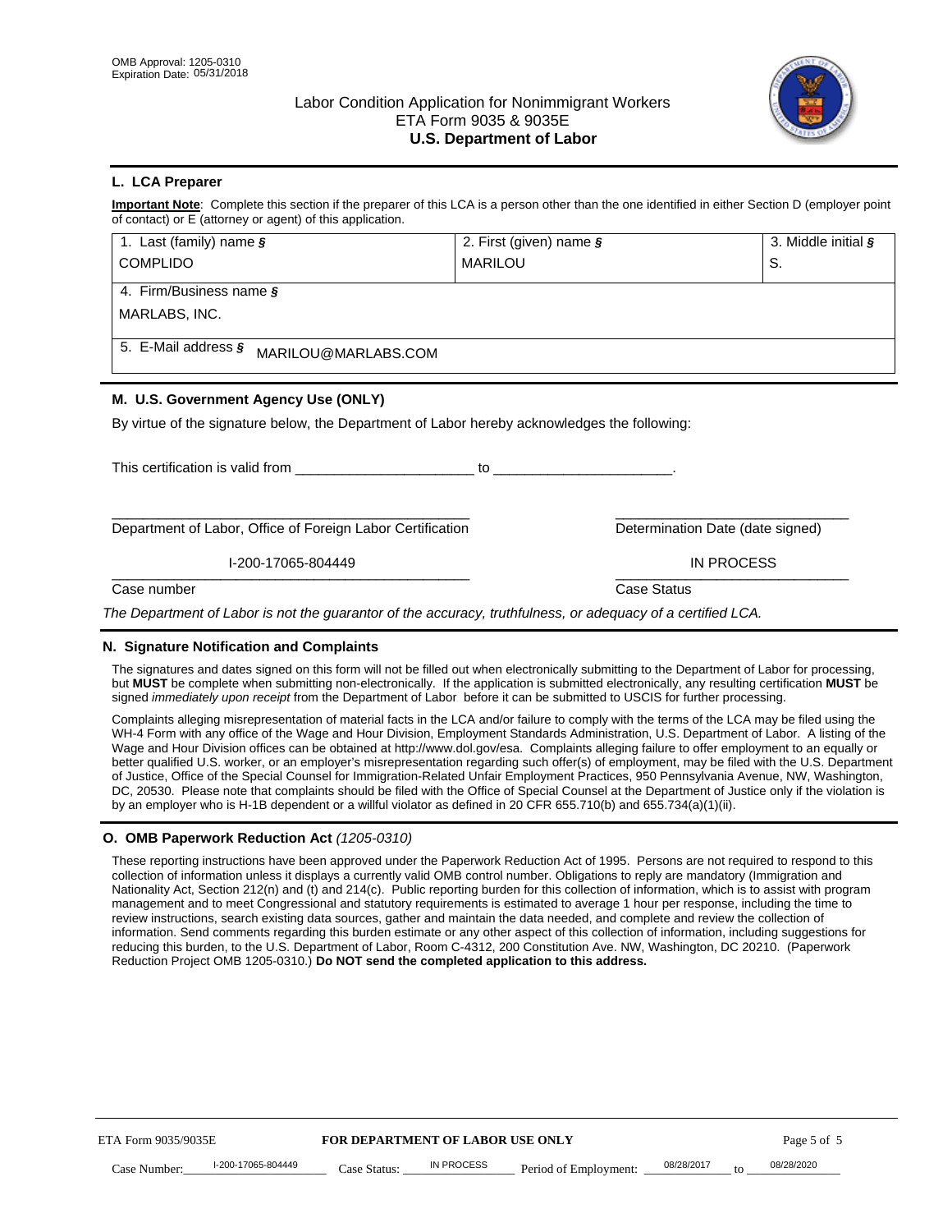OMB Approval: 1205-0310
Expiration Date: 05/31/2018

Labor Condition Application for Nonimmigrant Workers
ETA Form 9035 & 9035E
**U.S. Department of Labor**

### L. LCA Preparer

**Important Note**: Complete this section if the preparer of this LCA is a person other than the one identified in either Section D (employer point of contact) or E (attorney or agent) of this application.

| 1. Last (family) name § | 2. First (given) name § | 3. Middle initial § |
|---|---|---|
| COMPLIDO | MARILOU | S. |
| 4. Firm/Business name § | | |
| MARLABS, INC. | | |
| 5. E-Mail address § MARILOU@MARLABS.COM | | |

### M. U.S. Government Agency Use (ONLY)

By virtue of the signature below, the Department of Labor hereby acknowledges the following:

This certification is valid from ______________________ to ______________________.

______________________________________________ ______________________________
Department of Labor, Office of Foreign Labor Certification — Determination Date (date signed)

I-200-17065-804449 — IN PROCESS
Case number — Case Status

*The Department of Labor is not the guarantor of the accuracy, truthfulness, or adequacy of a certified LCA.*

### N. Signature Notification and Complaints

The signatures and dates signed on this form will not be filled out when electronically submitting to the Department of Labor for processing, but **MUST** be complete when submitting non-electronically. If the application is submitted electronically, any resulting certification **MUST** be signed *immediately upon receipt* from the Department of Labor before it can be submitted to USCIS for further processing.

Complaints alleging misrepresentation of material facts in the LCA and/or failure to comply with the terms of the LCA may be filed using the WH-4 Form with any office of the Wage and Hour Division, Employment Standards Administration, U.S. Department of Labor. A listing of the Wage and Hour Division offices can be obtained at http://www.dol.gov/esa. Complaints alleging failure to offer employment to an equally or better qualified U.S. worker, or an employer's misrepresentation regarding such offer(s) of employment, may be filed with the U.S. Department of Justice, Office of the Special Counsel for Immigration-Related Unfair Employment Practices, 950 Pennsylvania Avenue, NW, Washington, DC, 20530. Please note that complaints should be filed with the Office of Special Counsel at the Department of Justice only if the violation is by an employer who is H-1B dependent or a willful violator as defined in 20 CFR 655.710(b) and 655.734(a)(1)(ii).

### O. OMB Paperwork Reduction Act *(1205-0310)*

These reporting instructions have been approved under the Paperwork Reduction Act of 1995. Persons are not required to respond to this collection of information unless it displays a currently valid OMB control number. Obligations to reply are mandatory (Immigration and Nationality Act, Section 212(n) and (t) and 214(c). Public reporting burden for this collection of information, which is to assist with program management and to meet Congressional and statutory requirements is estimated to average 1 hour per response, including the time to review instructions, search existing data sources, gather and maintain the data needed, and complete and review the collection of information. Send comments regarding this burden estimate or any other aspect of this collection of information, including suggestions for reducing this burden, to the U.S. Department of Labor, Room C-4312, 200 Constitution Ave. NW, Washington, DC 20210. (Paperwork Reduction Project OMB 1205-0310.) **Do NOT send the completed application to this address.**

ETA Form 9035/9035E — **FOR DEPARTMENT OF LABOR USE ONLY**

Case Number: I-200-17065-804449 Case Status: IN PROCESS Period of Employment: 08/28/2017 to 08/28/2020